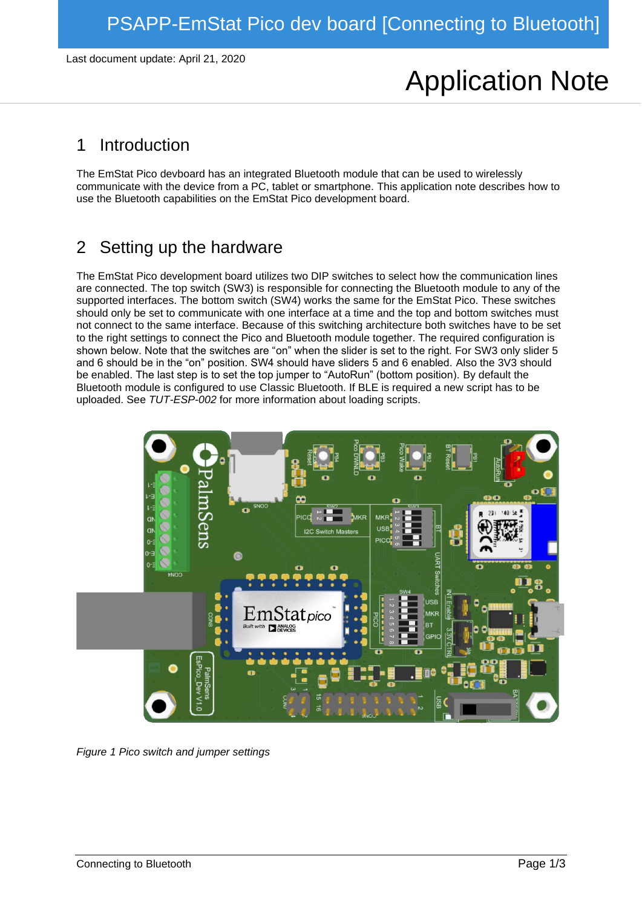# PSAPP-EmStat Pico dev board [Connecting to Bluetooth]

Last document update: April 21, 2020

Application Note

## 1 Introduction

The EmStat Pico devboard has an integrated Bluetooth module that can be used to wirelessly communicate with the device from a PC, tablet or smartphone. This application note describes how to use the Bluetooth capabilities on the EmStat Pico development board.

## 2 Setting up the hardware

The EmStat Pico development board utilizes two DIP switches to select how the communication lines are connected. The top switch (SW3) is responsible for connecting the Bluetooth module to any of the supported interfaces. The bottom switch (SW4) works the same for the EmStat Pico. These switches should only be set to communicate with one interface at a time and the top and bottom switches must not connect to the same interface. Because of this switching architecture both switches have to be set to the right settings to connect the Pico and Bluetooth module together. The required configuration is shown below. Note that the switches are "on" when the slider is set to the right. For SW3 only slider 5 and 6 should be in the "on" position. SW4 should have sliders 5 and 6 enabled. Also the 3V3 should be enabled. The last step is to set the top jumper to "AutoRun" (bottom position). By default the Bluetooth module is configured to use Classic Bluetooth. If BLE is required a new script has to be uploaded. See *TUT-ESP-002* for more information about loading scripts.

*Figure 1 Pico switch and jumper settings*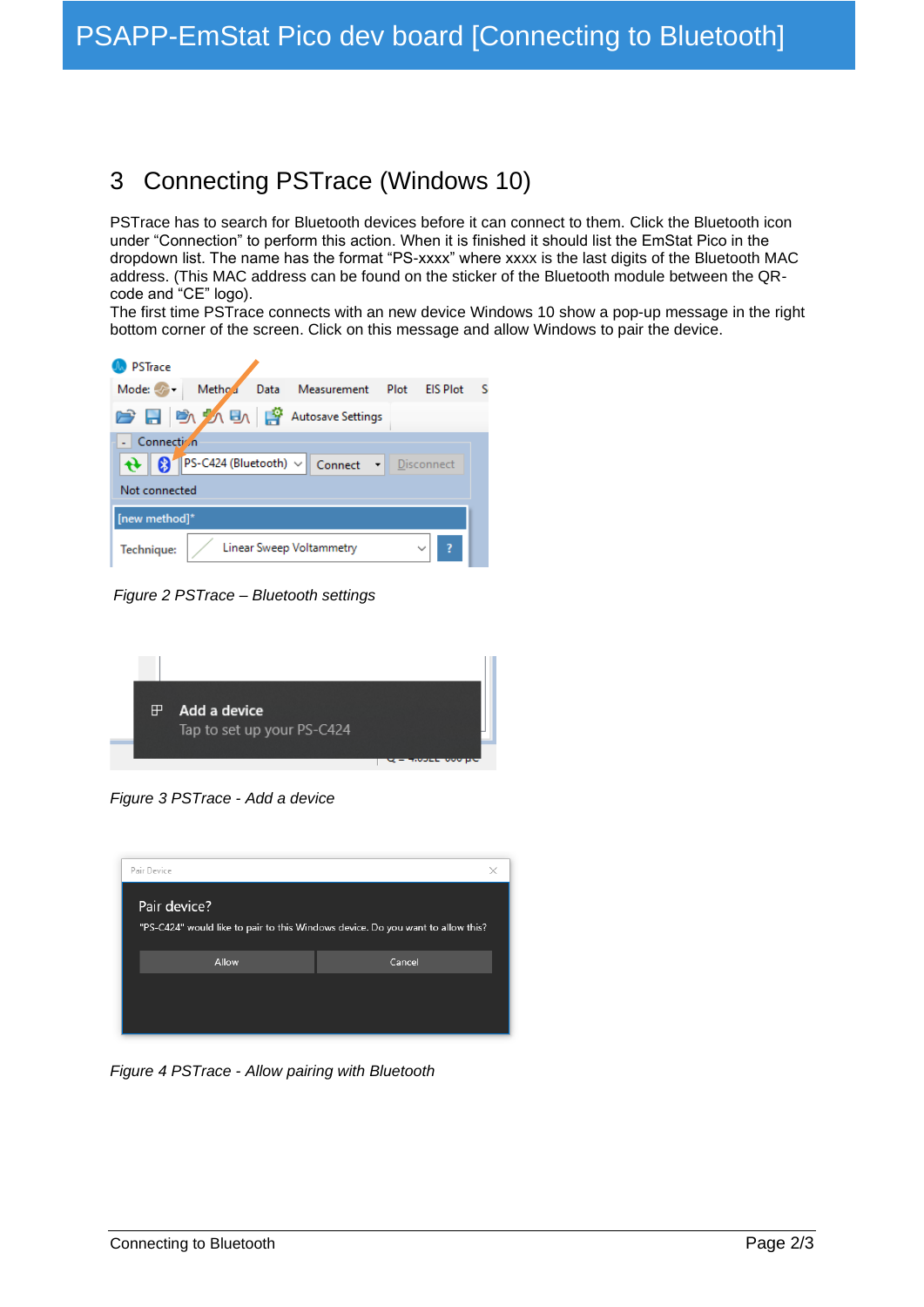## 3 Connecting PSTrace (Windows 10)

PSTrace has to search for Bluetooth devices before it can connect to them. Click the Bluetooth icon under “Connection” to perform this action. When it is finished it should list the EmStat Pico in the dropdown list. The name has the format “PS-xxxx” where xxxx is the last digits of the Bluetooth MAC address. (This MAC address can be found on the sticker of the Bluetooth module between the QR-code and “CE” logo).

The first time PSTrace connects with an new device Windows 10 show a pop-up message in the right bottom corner of the screen. Click on this message and allow Windows to pair the device.

*Figure 2 PSTrace – Bluetooth settings*

*Figure 3 PSTrace - Add a device*

*Figure 4 PSTrace - Allow pairing with Bluetooth*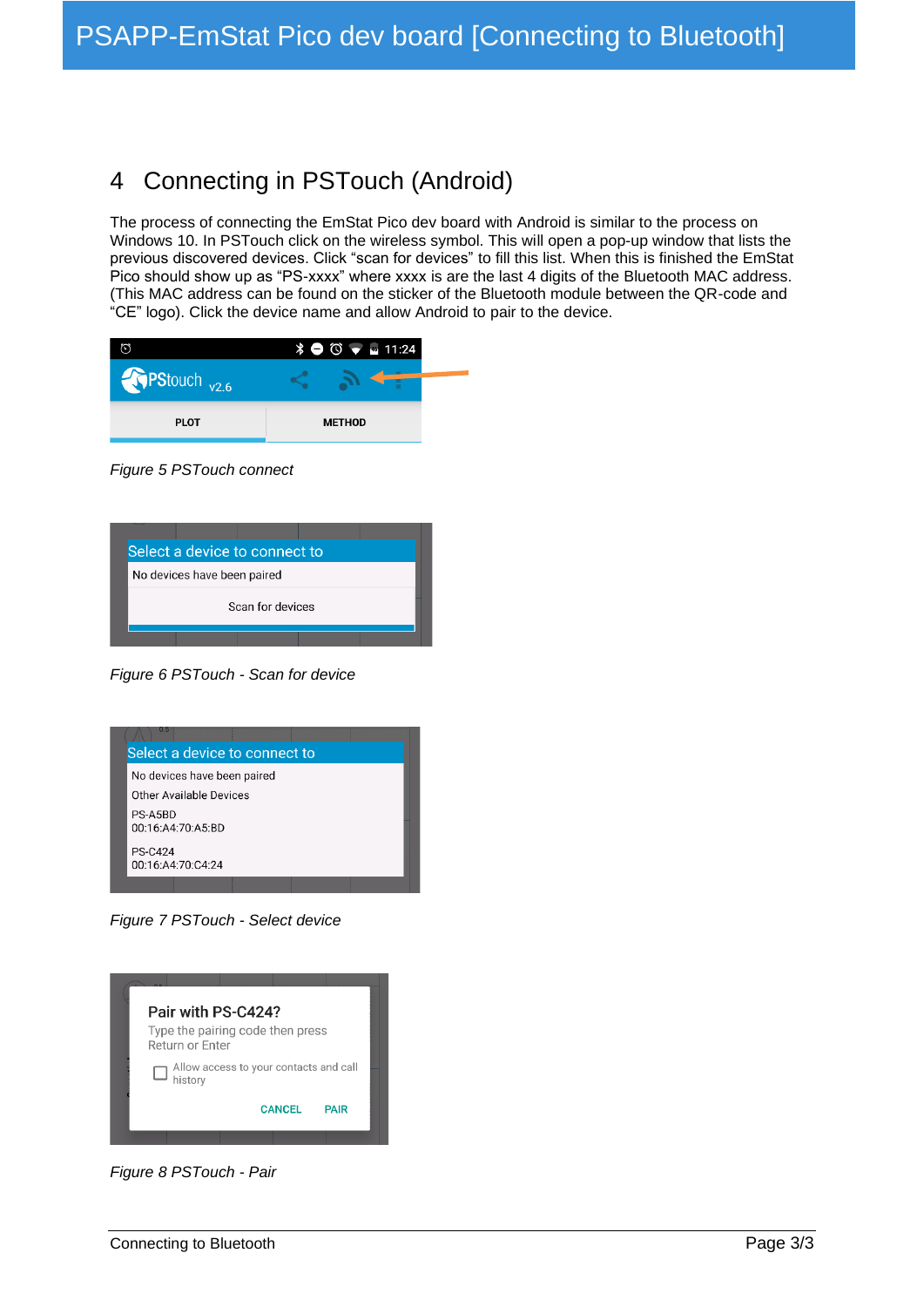# 4 Connecting in PSTouch (Android)

The process of connecting the EmStat Pico dev board with Android is similar to the process on Windows 10. In PSTouch click on the wireless symbol. This will open a pop-up window that lists the previous discovered devices. Click "scan for devices" to fill this list. When this is finished the EmStat Pico should show up as "PS-xxxx" where xxxx is are the last 4 digits of the Bluetooth MAC address. (This MAC address can be found on the sticker of the Bluetooth module between the QR-code and "CE" logo). Click the device name and allow Android to pair to the device.

*Figure 5 PSTouch connect*

*Figure 6 PSTouch - Scan for device*

*Figure 7 PSTouch - Select device*

*Figure 8 PSTouch - Pair*